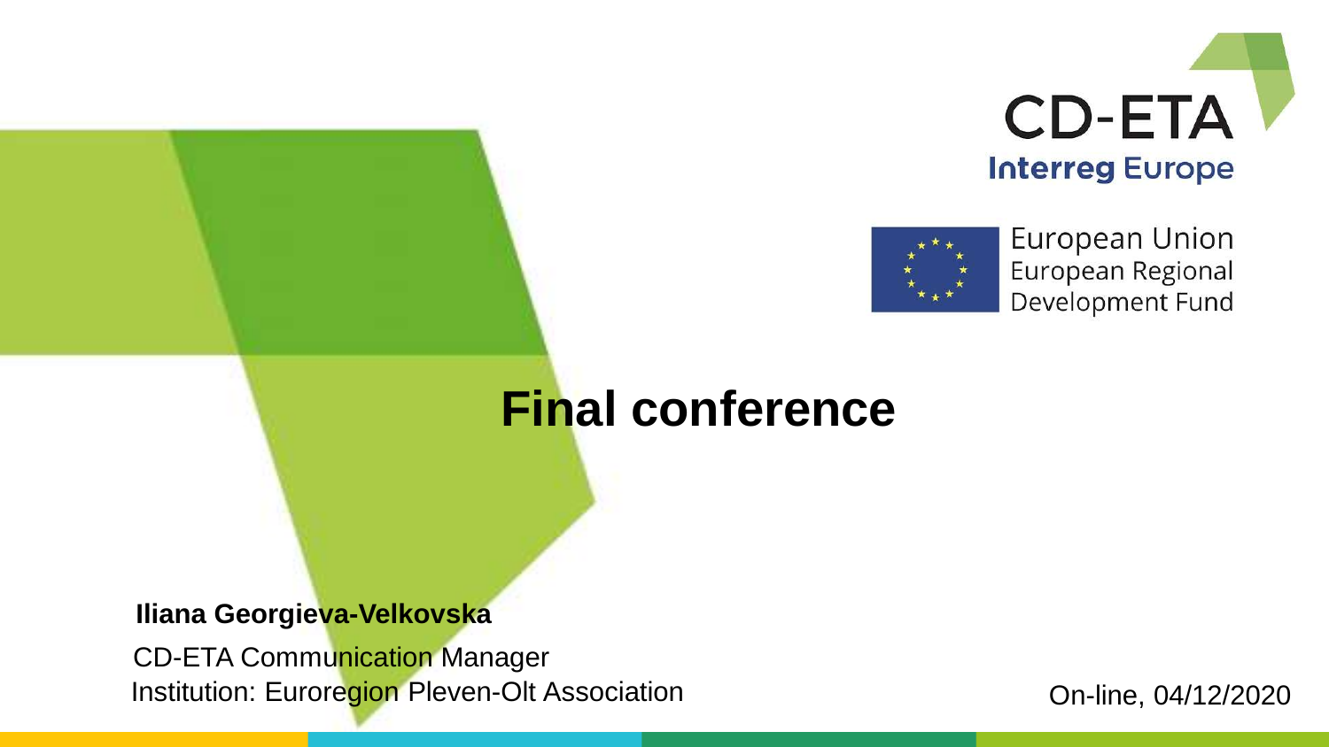CD-ETA

Interreg Europe

European Union
European Regional
Development Fund

# Final conference

**Iliana Georgieva-Velkovska**

CD-ETA Communication Manager
Institution: Euroregion Pleven-Olt Association

On-line, 04/12/2020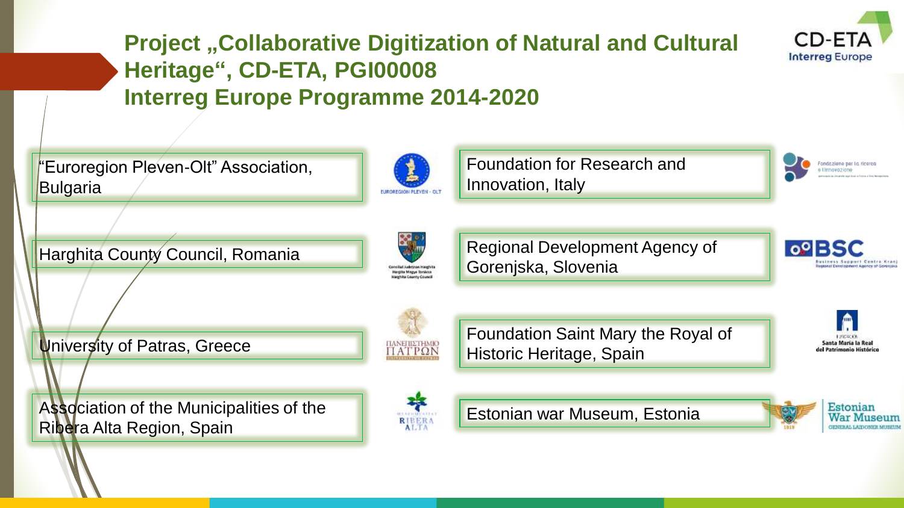# Project „Collaborative Digitization of Natural and Cultural Heritage“, CD-ETA, PGI00008 Interreg Europe Programme 2014-2020

- "Euroregion Pleven-Olt" Association, Bulgaria
- Foundation for Research and Innovation, Italy
- Harghita County Council, Romania
- Regional Development Agency of Gorenjska, Slovenia
- University of Patras, Greece
- Foundation Saint Mary the Royal of Historic Heritage, Spain
- Association of the Municipalities of the Ribera Alta Region, Spain
- Estonian war Museum, Estonia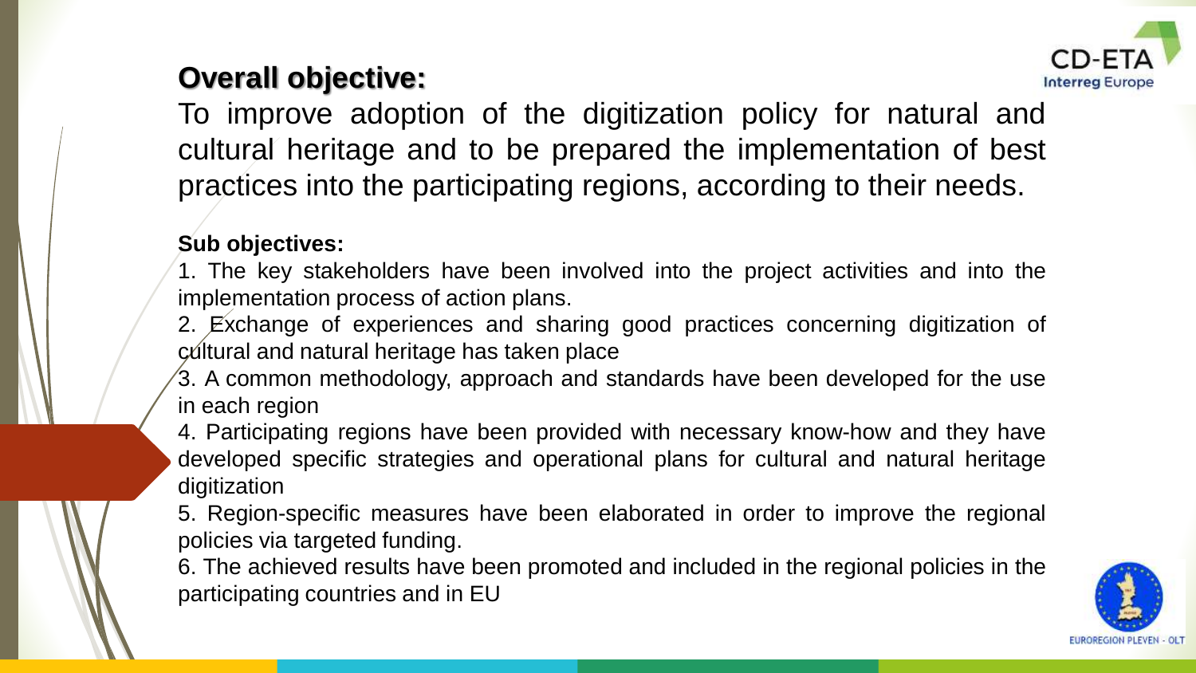## Overall objective:

To improve adoption of the digitization policy for natural and cultural heritage and to be prepared the implementation of best practices into the participating regions, according to their needs.

**Sub objectives:**

1. The key stakeholders have been involved into the project activities and into the implementation process of action plans.
2. Exchange of experiences and sharing good practices concerning digitization of cultural and natural heritage has taken place
3. A common methodology, approach and standards have been developed for the use in each region
4. Participating regions have been provided with necessary know-how and they have developed specific strategies and operational plans for cultural and natural heritage digitization
5. Region-specific measures have been elaborated in order to improve the regional policies via targeted funding.
6. The achieved results have been promoted and included in the regional policies in the participating countries and in EU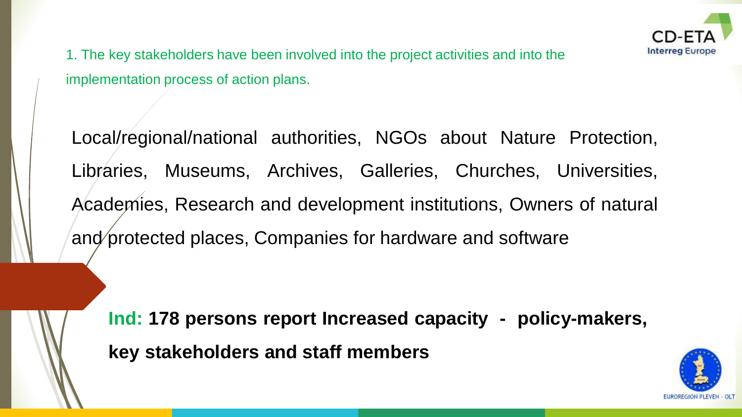1. The key stakeholders have been involved into the project activities and into the implementation process of action plans.

Local/regional/national authorities, NGOs about Nature Protection, Libraries, Museums, Archives, Galleries, Churches, Universities, Academies, Research and development institutions, Owners of natural and protected places, Companies for hardware and software

**Ind: 178 persons report Increased capacity - policy-makers, key stakeholders and staff members**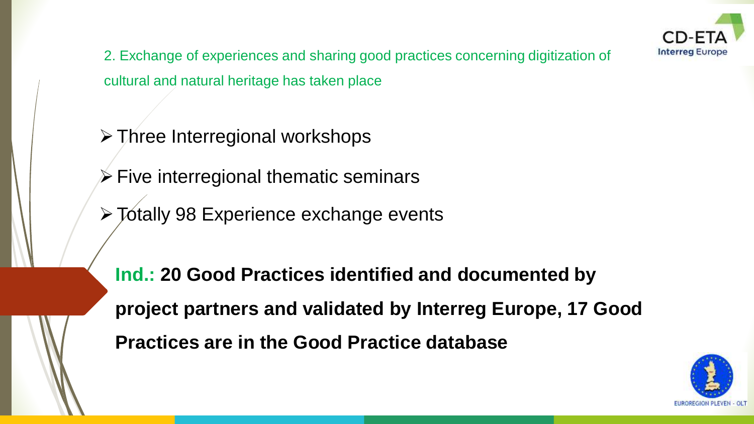2. Exchange of experiences and sharing good practices concerning digitization of cultural and natural heritage has taken place

- Three Interregional workshops
- Five interregional thematic seminars
- Totally 98 Experience exchange events

**Ind.: 20 Good Practices identified and documented by project partners and validated by Interreg Europe, 17 Good Practices are in the Good Practice database**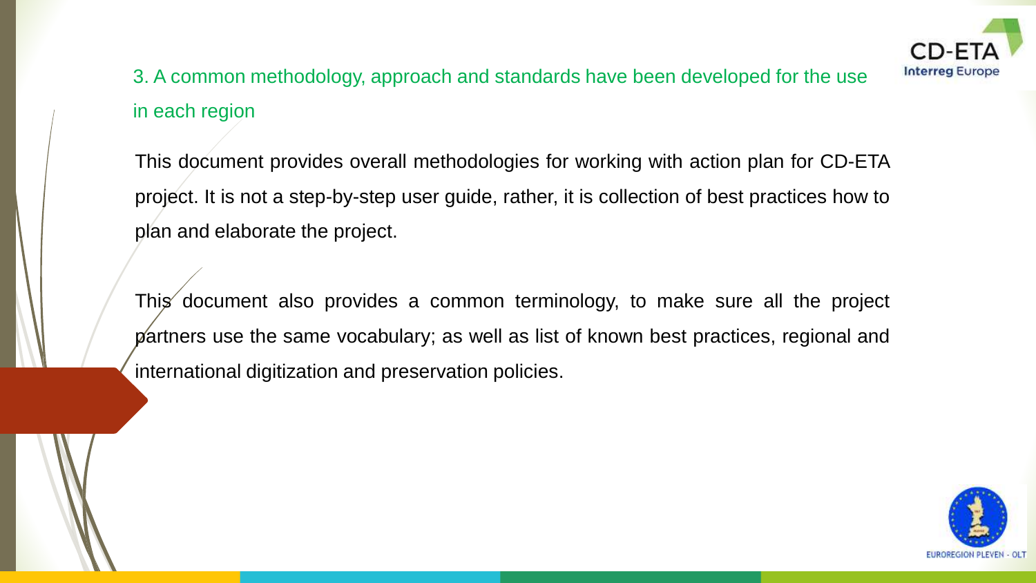## 3. A common methodology, approach and standards have been developed for the use in each region

This document provides overall methodologies for working with action plan for CD-ETA project. It is not a step-by-step user guide, rather, it is collection of best practices how to plan and elaborate the project.

This document also provides a common terminology, to make sure all the project partners use the same vocabulary; as well as list of known best practices, regional and international digitization and preservation policies.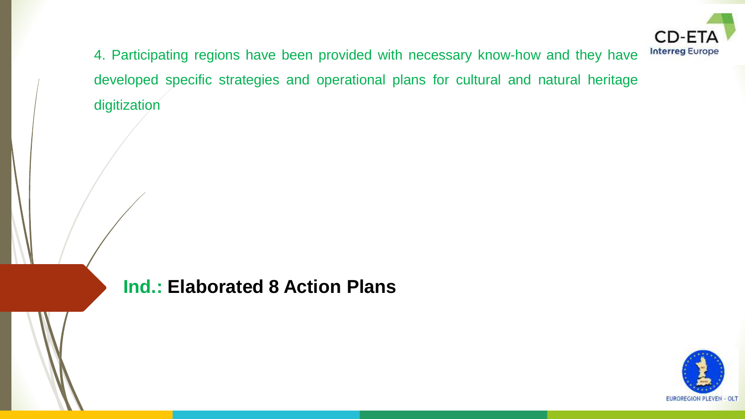4. Participating regions have been provided with necessary know-how and they have developed specific strategies and operational plans for cultural and natural heritage digitization

**Ind.: Elaborated 8 Action Plans**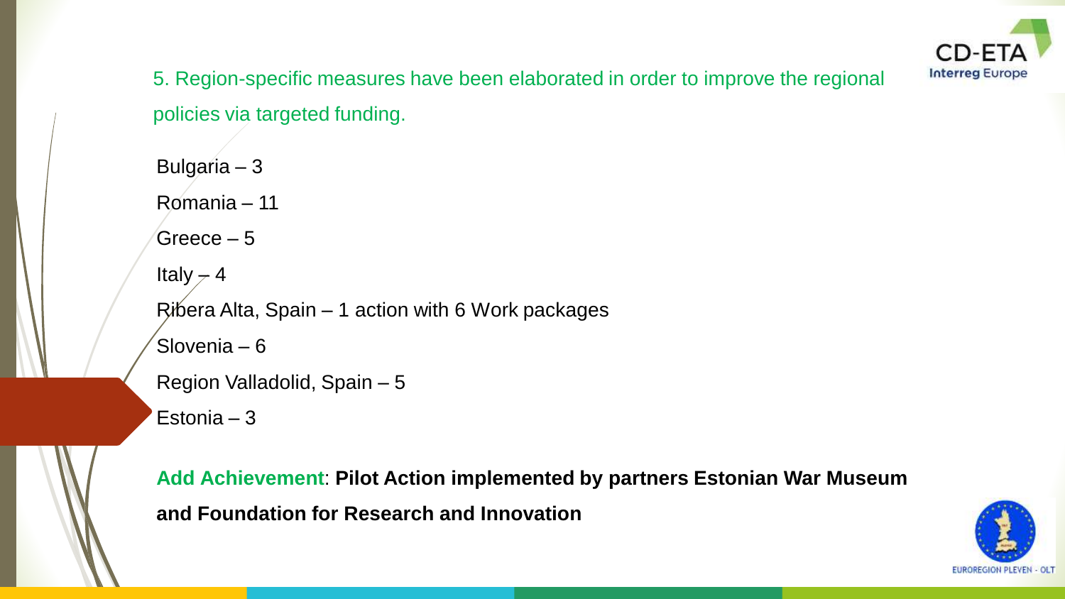5. Region-specific measures have been elaborated in order to improve the regional policies via targeted funding.

Bulgaria – 3

Romania – 11

Greece – 5

Italy – 4

Ribera Alta, Spain – 1 action with 6 Work packages

Slovenia – 6

Region Valladolid, Spain – 5

Estonia – 3

**Add Achievement**: **Pilot Action implemented by partners Estonian War Museum and Foundation for Research and Innovation**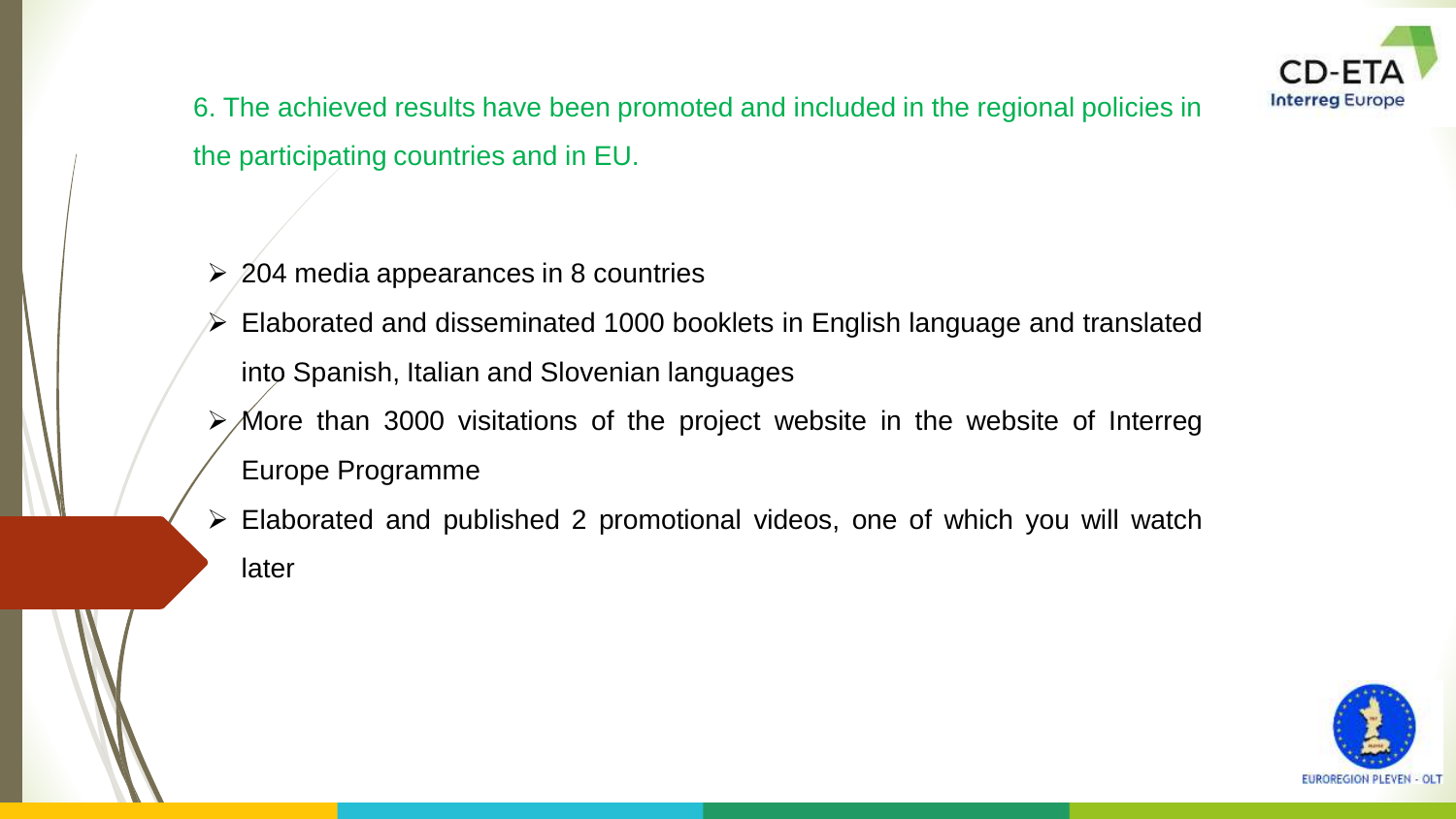6. The achieved results have been promoted and included in the regional policies in the participating countries and in EU.

- 204 media appearances in 8 countries
- Elaborated and disseminated 1000 booklets in English language and translated into Spanish, Italian and Slovenian languages
- More than 3000 visitations of the project website in the website of Interreg Europe Programme
- Elaborated and published 2 promotional videos, one of which you will watch later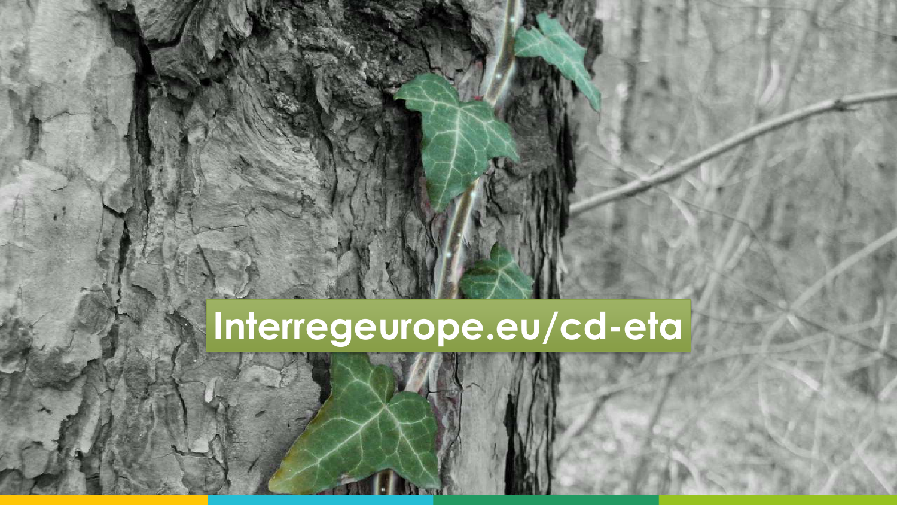Interregeurope.eu/cd-eta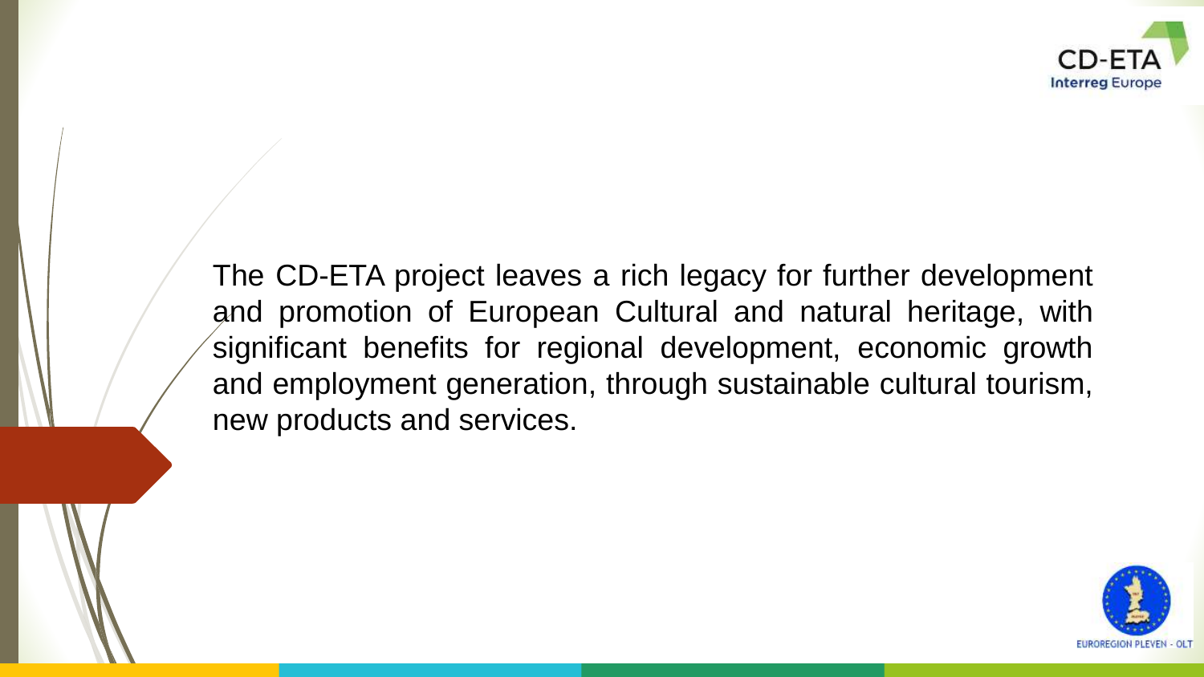The CD-ETA project leaves a rich legacy for further development and promotion of European Cultural and natural heritage, with significant benefits for regional development, economic growth and employment generation, through sustainable cultural tourism, new products and services.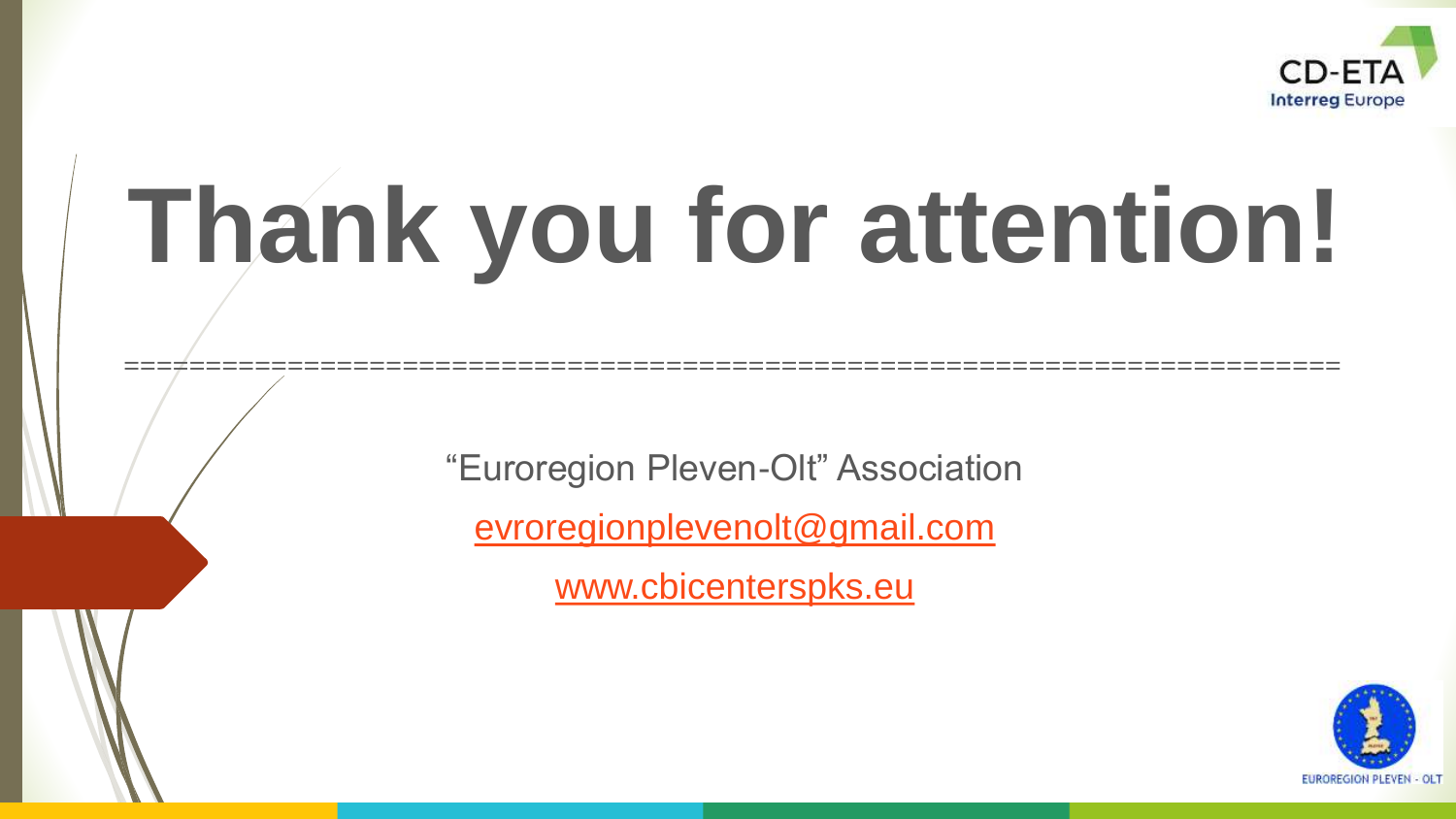# Thank you for attention!

==========================================================================

"Euroregion Pleven-Olt" Association

evroregionplevenolt@gmail.com

www.cbicenterspks.eu